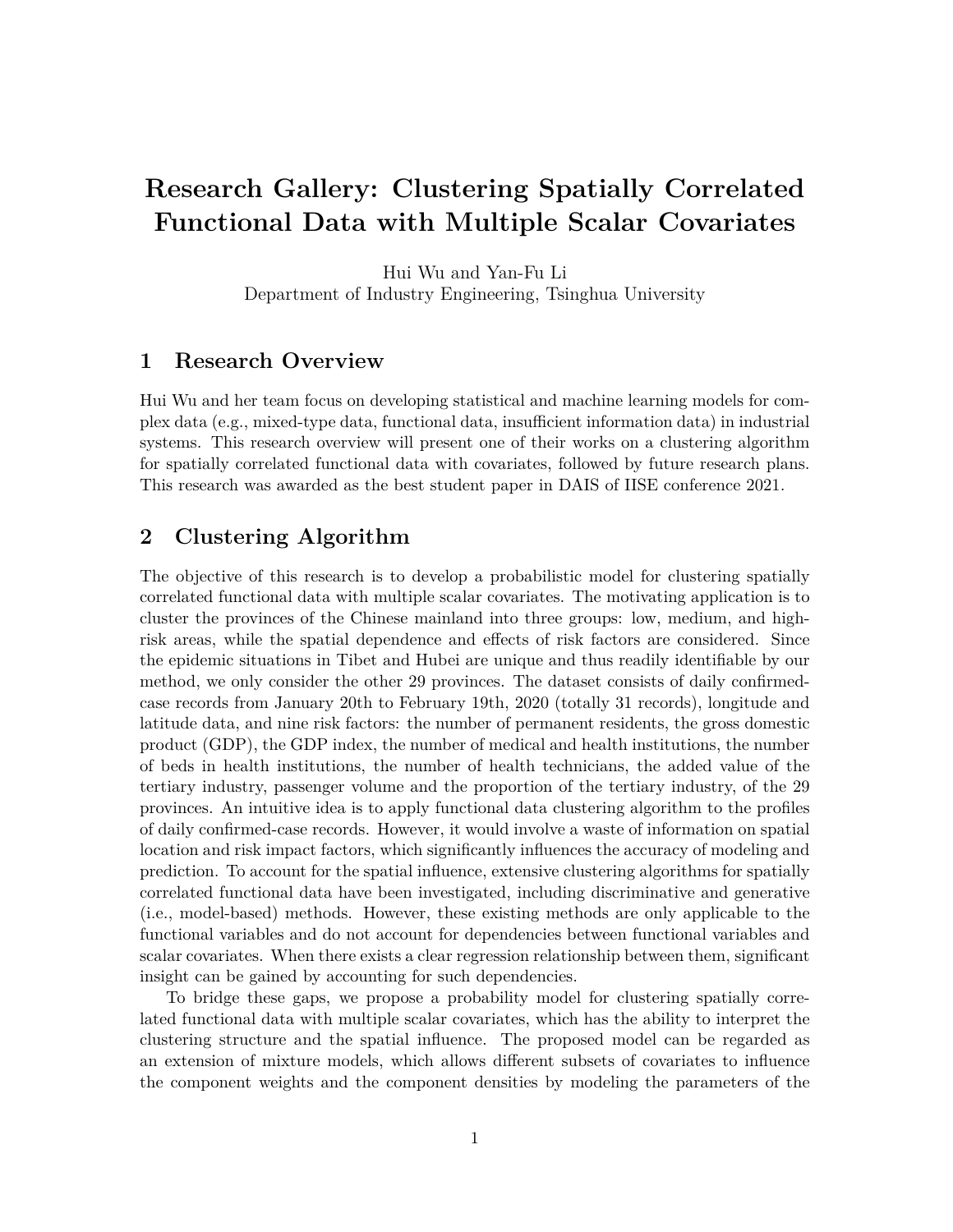# Research Gallery: Clustering Spatially Correlated Functional Data with Multiple Scalar Covariates

Hui Wu and Yan-Fu Li
Department of Industry Engineering, Tsinghua University

## 1 Research Overview

Hui Wu and her team focus on developing statistical and machine learning models for complex data (e.g., mixed-type data, functional data, insufficient information data) in industrial systems. This research overview will present one of their works on a clustering algorithm for spatially correlated functional data with covariates, followed by future research plans. This research was awarded as the best student paper in DAIS of IISE conference 2021.

## 2 Clustering Algorithm

The objective of this research is to develop a probabilistic model for clustering spatially correlated functional data with multiple scalar covariates. The motivating application is to cluster the provinces of the Chinese mainland into three groups: low, medium, and high-risk areas, while the spatial dependence and effects of risk factors are considered. Since the epidemic situations in Tibet and Hubei are unique and thus readily identifiable by our method, we only consider the other 29 provinces. The dataset consists of daily confirmed-case records from January 20th to February 19th, 2020 (totally 31 records), longitude and latitude data, and nine risk factors: the number of permanent residents, the gross domestic product (GDP), the GDP index, the number of medical and health institutions, the number of beds in health institutions, the number of health technicians, the added value of the tertiary industry, passenger volume and the proportion of the tertiary industry, of the 29 provinces. An intuitive idea is to apply functional data clustering algorithm to the profiles of daily confirmed-case records. However, it would involve a waste of information on spatial location and risk impact factors, which significantly influences the accuracy of modeling and prediction. To account for the spatial influence, extensive clustering algorithms for spatially correlated functional data have been investigated, including discriminative and generative (i.e., model-based) methods. However, these existing methods are only applicable to the functional variables and do not account for dependencies between functional variables and scalar covariates. When there exists a clear regression relationship between them, significant insight can be gained by accounting for such dependencies.

To bridge these gaps, we propose a probability model for clustering spatially correlated functional data with multiple scalar covariates, which has the ability to interpret the clustering structure and the spatial influence. The proposed model can be regarded as an extension of mixture models, which allows different subsets of covariates to influence the component weights and the component densities by modeling the parameters of the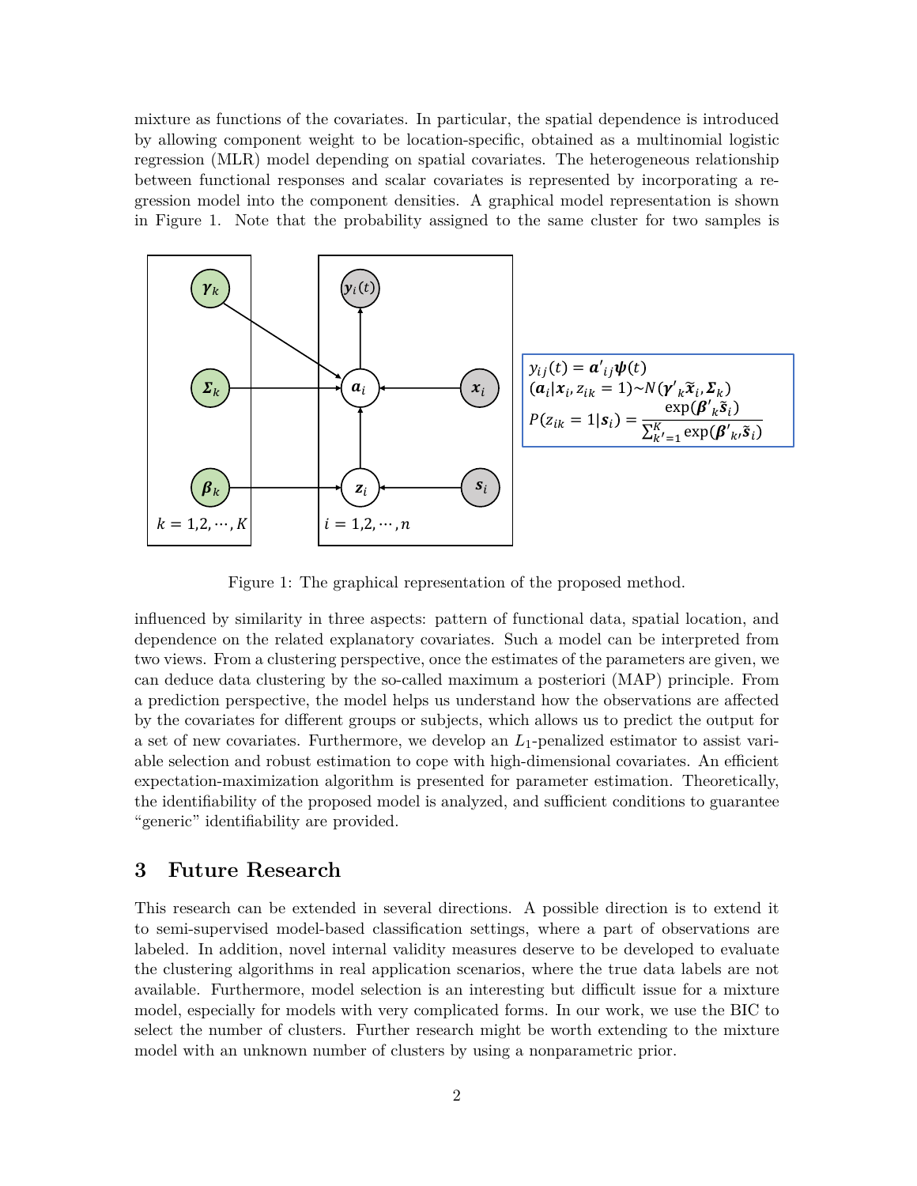mixture as functions of the covariates. In particular, the spatial dependence is introduced by allowing component weight to be location-specific, obtained as a multinomial logistic regression (MLR) model depending on spatial covariates. The heterogeneous relationship between functional responses and scalar covariates is represented by incorporating a regression model into the component densities. A graphical model representation is shown in Figure 1. Note that the probability assigned to the same cluster for two samples is

$\boldsymbol{\gamma}_k$

$\boldsymbol{\Sigma}_k$

$\boldsymbol{\beta}_k$

$k = 1,2,\cdots,K$

$\boldsymbol{y}_i(t)$

$\boldsymbol{a}_i$

$\boldsymbol{x}_i$

$\boldsymbol{z}_i$

$\boldsymbol{s}_i$

$i = 1,2,\cdots,n$

$y_{ij}(t) = \boldsymbol{a}'_{ij}\boldsymbol{\psi}(t)$

$(\boldsymbol{a}_i|\boldsymbol{x}_i, z_{ik} = 1) \sim N(\boldsymbol{\gamma}'_k\tilde{\boldsymbol{x}}_i, \boldsymbol{\Sigma}_k)$

$P(z_{ik} = 1|\boldsymbol{s}_i) = \dfrac{\exp(\boldsymbol{\beta}'_k\tilde{\boldsymbol{s}}_i)}{\sum_{k'=1}^{K}\exp(\boldsymbol{\beta}'_{k'}\tilde{\boldsymbol{s}}_i)}$

Figure 1: The graphical representation of the proposed method.

influenced by similarity in three aspects: pattern of functional data, spatial location, and dependence on the related explanatory covariates. Such a model can be interpreted from two views. From a clustering perspective, once the estimates of the parameters are given, we can deduce data clustering by the so-called maximum a posteriori (MAP) principle. From a prediction perspective, the model helps us understand how the observations are affected by the covariates for different groups or subjects, which allows us to predict the output for a set of new covariates. Furthermore, we develop an $L_1$-penalized estimator to assist variable selection and robust estimation to cope with high-dimensional covariates. An efficient expectation-maximization algorithm is presented for parameter estimation. Theoretically, the identifiability of the proposed model is analyzed, and sufficient conditions to guarantee "generic" identifiability are provided.

## 3 Future Research

This research can be extended in several directions. A possible direction is to extend it to semi-supervised model-based classification settings, where a part of observations are labeled. In addition, novel internal validity measures deserve to be developed to evaluate the clustering algorithms in real application scenarios, where the true data labels are not available. Furthermore, model selection is an interesting but difficult issue for a mixture model, especially for models with very complicated forms. In our work, we use the BIC to select the number of clusters. Further research might be worth extending to the mixture model with an unknown number of clusters by using a nonparametric prior.